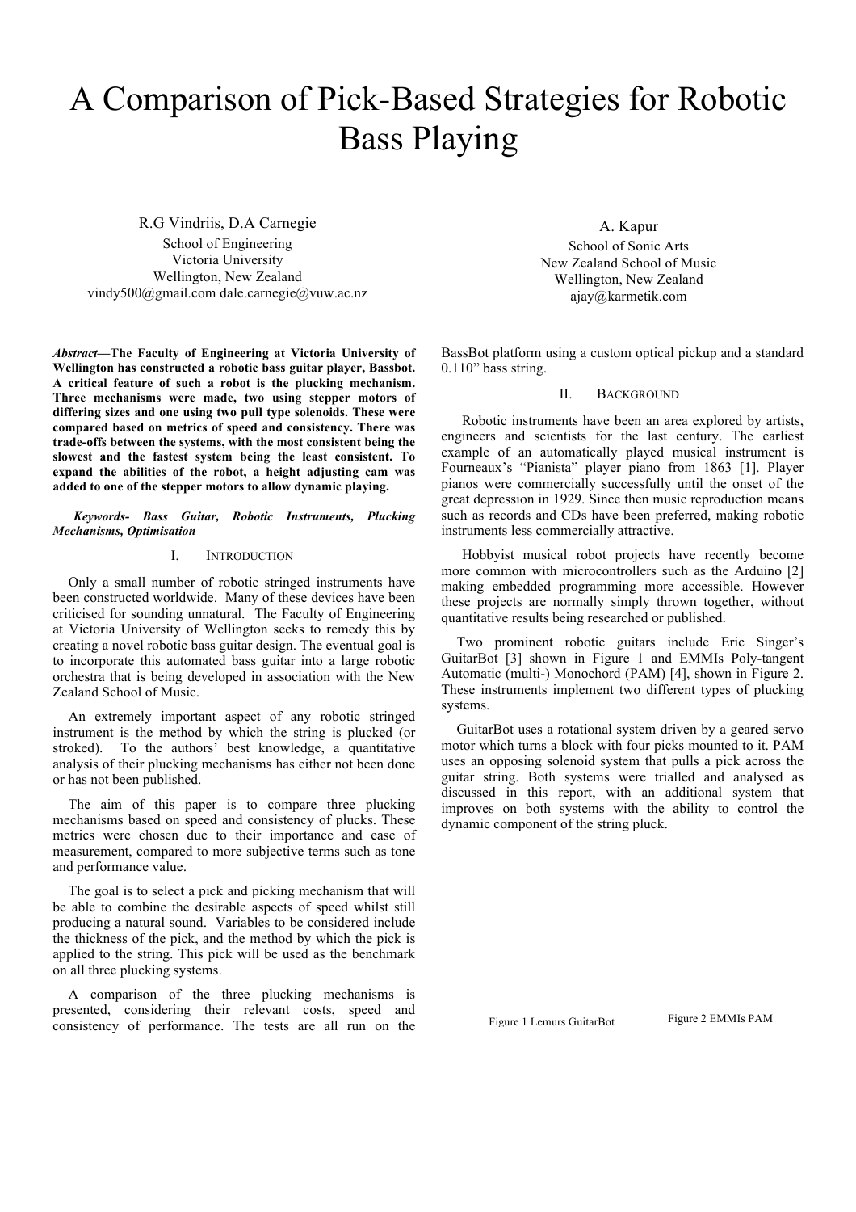# A Comparison of Pick-Based Strategies for Robotic Bass Playing

R.G Vindriis, D.A Carnegie
School of Engineering
Victoria University
Wellington, New Zealand
vindy500@gmail.com dale.carnegie@vuw.ac.nz

A. Kapur
School of Sonic Arts
New Zealand School of Music
Wellington, New Zealand
ajay@karmetik.com

***Abstract*—The Faculty of Engineering at Victoria University of Wellington has constructed a robotic bass guitar player, Bassbot. A critical feature of such a robot is the plucking mechanism. Three mechanisms were made, two using stepper motors of differing sizes and one using two pull type solenoids. These were compared based on metrics of speed and consistency. There was trade-offs between the systems, with the most consistent being the slowest and the fastest system being the least consistent. To expand the abilities of the robot, a height adjusting cam was added to one of the stepper motors to allow dynamic playing.**

***Keywords- Bass Guitar, Robotic Instruments, Plucking Mechanisms, Optimisation***

## I. Introduction

Only a small number of robotic stringed instruments have been constructed worldwide. Many of these devices have been criticised for sounding unnatural. The Faculty of Engineering at Victoria University of Wellington seeks to remedy this by creating a novel robotic bass guitar design. The eventual goal is to incorporate this automated bass guitar into a large robotic orchestra that is being developed in association with the New Zealand School of Music.

An extremely important aspect of any robotic stringed instrument is the method by which the string is plucked (or stroked). To the authors' best knowledge, a quantitative analysis of their plucking mechanisms has either not been done or has not been published.

The aim of this paper is to compare three plucking mechanisms based on speed and consistency of plucks. These metrics were chosen due to their importance and ease of measurement, compared to more subjective terms such as tone and performance value.

The goal is to select a pick and picking mechanism that will be able to combine the desirable aspects of speed whilst still producing a natural sound. Variables to be considered include the thickness of the pick, and the method by which the pick is applied to the string. This pick will be used as the benchmark on all three plucking systems.

A comparison of the three plucking mechanisms is presented, considering their relevant costs, speed and consistency of performance. The tests are all run on the BassBot platform using a custom optical pickup and a standard 0.110" bass string.

## II. Background

Robotic instruments have been an area explored by artists, engineers and scientists for the last century. The earliest example of an automatically played musical instrument is Fourneaux's "Pianista" player piano from 1863 [1]. Player pianos were commercially successfully until the onset of the great depression in 1929. Since then music reproduction means such as records and CDs have been preferred, making robotic instruments less commercially attractive.

Hobbyist musical robot projects have recently become more common with microcontrollers such as the Arduino [2] making embedded programming more accessible. However these projects are normally simply thrown together, without quantitative results being researched or published.

Two prominent robotic guitars include Eric Singer's GuitarBot [3] shown in Figure 1 and EMMIs Poly-tangent Automatic (multi-) Monochord (PAM) [4], shown in Figure 2. These instruments implement two different types of plucking systems.

GuitarBot uses a rotational system driven by a geared servo motor which turns a block with four picks mounted to it. PAM uses an opposing solenoid system that pulls a pick across the guitar string. Both systems were trialled and analysed as discussed in this report, with an additional system that improves on both systems with the ability to control the dynamic component of the string pluck.

Figure 1 Lemurs GuitarBot

Figure 2 EMMIs PAM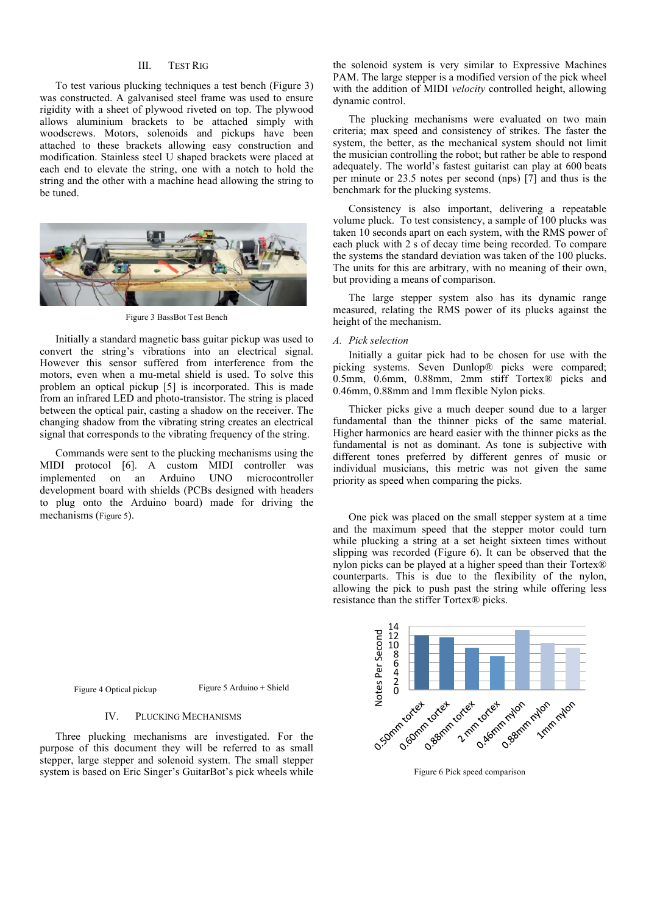## III. Test Rig

To test various plucking techniques a test bench (Figure 3) was constructed. A galvanised steel frame was used to ensure rigidity with a sheet of plywood riveted on top. The plywood allows aluminium brackets to be attached simply with woodscrews. Motors, solenoids and pickups have been attached to these brackets allowing easy construction and modification. Stainless steel U shaped brackets were placed at each end to elevate the string, one with a notch to hold the string and the other with a machine head allowing the string to be tuned.

Figure 3 BassBot Test Bench

Initially a standard magnetic bass guitar pickup was used to convert the string's vibrations into an electrical signal. However this sensor suffered interference from the motors, even when a mu-metal shield is used. To solve this problem an optical pickup [5] is incorporated. This is made from an infrared LED and photo-transistor. The string is placed between the optical pair, casting a shadow on the receiver. The changing shadow from the vibrating string creates an electrical signal that corresponds to the vibrating frequency of the string.

Commands were sent to the plucking mechanisms using the MIDI protocol [6]. A custom MIDI controller was implemented on an Arduino UNO microcontroller development board with shields (PCBs designed with headers to plug onto the Arduino board) made for driving the mechanisms (Figure 5).

Figure 4 Optical pickup

Figure 5 Arduino + Shield

## IV. Plucking Mechanisms

Three plucking mechanisms are investigated. For the purpose of this document they will be referred to as small stepper, large stepper and solenoid system. The small stepper system is based on Eric Singer's GuitarBot's pick wheels while the solenoid system is very similar to Expressive Machines PAM. The large stepper is a modified version of the pick wheel with the addition of MIDI *velocity* controlled height, allowing dynamic control.

The plucking mechanisms were evaluated on two main criteria; max speed and consistency of strikes. The faster the system, the better, as the mechanical system should not limit the musician controlling the robot; but rather be able to respond adequately. The world's fastest guitarist can play at 600 beats per minute or 23.5 notes per second (nps) [7] and thus is the benchmark for the plucking systems.

Consistency is also important, delivering a repeatable volume pluck. To test consistency, a sample of 100 plucks was taken 10 seconds apart on each system, with the RMS power of each pluck with 2 s of decay time being recorded. To compare the systems the standard deviation was taken of the 100 plucks. The units for this are arbitrary, with no meaning of their own, but providing a means of comparison.

The large stepper system also has its dynamic range measured, relating the RMS power of its plucks against the height of the mechanism.

### A. Pick selection

Initially a guitar pick had to be chosen for use with the picking systems. Seven Dunlop® picks were compared; 0.5mm, 0.6mm, 0.88mm, 2mm stiff Tortex® picks and 0.46mm, 0.88mm and 1mm flexible Nylon picks.

Thicker picks give a much deeper sound due to a larger fundamental than the thinner picks of the same material. Higher harmonics are heard easier with the thinner picks as the fundamental is not as dominant. As tone is subjective with different tones preferred by different genres of music or individual musicians, this metric was not given the same priority as speed when comparing the picks.

One pick was placed on the small stepper system at a time and the maximum speed that the stepper motor could turn while plucking a string at a set height sixteen times without slipping was recorded (Figure 6). It can be observed that the nylon picks can be played at a higher speed than their Tortex® counterparts. This is due to the flexibility of the nylon, allowing the pick to push past the string while offering less resistance than the stiffer Tortex® picks.

Figure 6 Pick speed comparison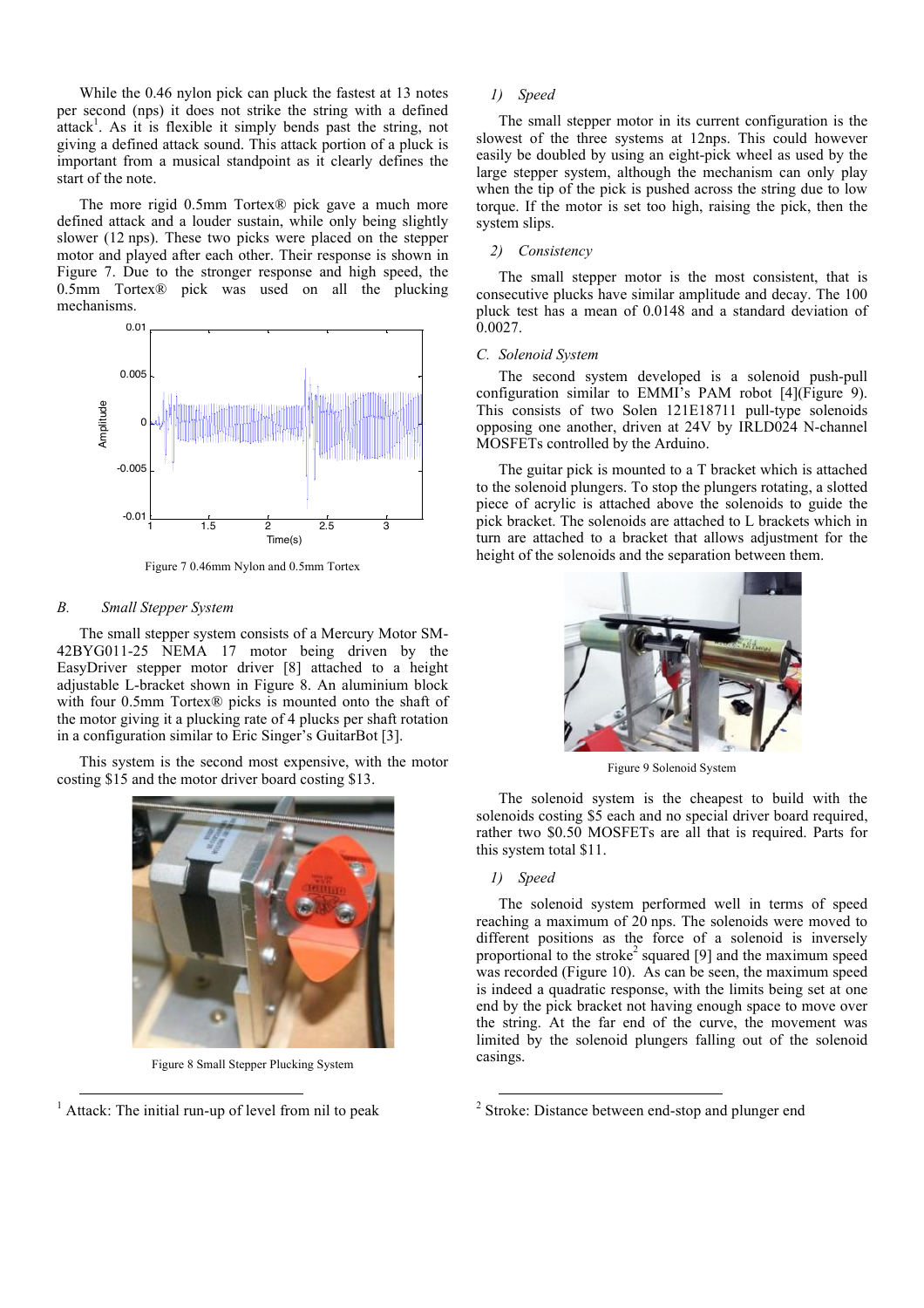While the 0.46 nylon pick can pluck the fastest at 13 notes per second (nps) it does not strike the string with a defined attack[1]. As it is flexible it simply bends past the string, not giving a defined attack sound. This attack portion of a pluck is important from a musical standpoint as it clearly defines the start of the note.

The more rigid 0.5mm Tortex® pick gave a much more defined attack and a louder sustain, while only being slightly slower (12 nps). These two picks were placed on the stepper motor and played after each other. Their response is shown in Figure 7. Due to the stronger response and high speed, the 0.5mm Tortex® pick was used on all the plucking mechanisms.

Figure 7 0.46mm Nylon and 0.5mm Tortex

### *B. Small Stepper System*

The small stepper system consists of a Mercury Motor SM-42BYG011-25 NEMA 17 motor being driven by the EasyDriver stepper motor driver [8] attached to a height adjustable L-bracket shown in Figure 8. An aluminium block with four 0.5mm Tortex® picks is mounted onto the shaft of the motor giving it a plucking rate of 4 plucks per shaft rotation in a configuration similar to Eric Singer's GuitarBot [3].

This system is the second most expensive, with the motor costing $15 and the motor driver board costing $13.

Figure 8 Small Stepper Plucking System

#### *1) Speed*

The small stepper motor in its current configuration is the slowest of the three systems at 12nps. This could however easily be doubled by using an eight-pick wheel as used by the large stepper system, although the mechanism can only play when the tip of the pick is pushed across the string due to low torque. If the motor is set too high, raising the pick, then the system slips.

#### *2) Consistency*

The small stepper motor is the most consistent, that is consecutive plucks have similar amplitude and decay. The 100 pluck test has a mean of 0.0148 and a standard deviation of 0.0027.

### *C. Solenoid System*

The second system developed is a solenoid push-pull configuration similar to EMMI's PAM robot [4](Figure 9). This consists of two Solen 121E18711 pull-type solenoids opposing one another, driven at 24V by IRLD024 N-channel MOSFETs controlled by the Arduino.

The guitar pick is mounted to a T bracket which is attached to the solenoid plungers. To stop the plungers rotating, a slotted piece of acrylic is attached above the solenoids to guide the pick bracket. The solenoids are attached to L brackets which in turn are attached to a bracket that allows adjustment for the height of the solenoids and the separation between them.

Figure 9 Solenoid System

The solenoid system is the cheapest to build with the solenoids costing $5 each and no special driver board required, rather two $0.50 MOSFETs are all that is required. Parts for this system total $11.

#### *1) Speed*

The solenoid system performed well in terms of speed reaching a maximum of 20 nps. The solenoids were moved to different positions as the force of a solenoid is inversely proportional to the stroke[2] squared [9] and the maximum speed was recorded (Figure 10). As can be seen, the maximum speed is indeed a quadratic response, with the limits being set at one end by the pick bracket not having enough space to move over the string. At the far end of the curve, the movement was limited by the solenoid plungers falling out of the solenoid casings.

---

[1] Attack: The initial run-up of level from nil to peak

[2] Stroke: Distance between end-stop and plunger end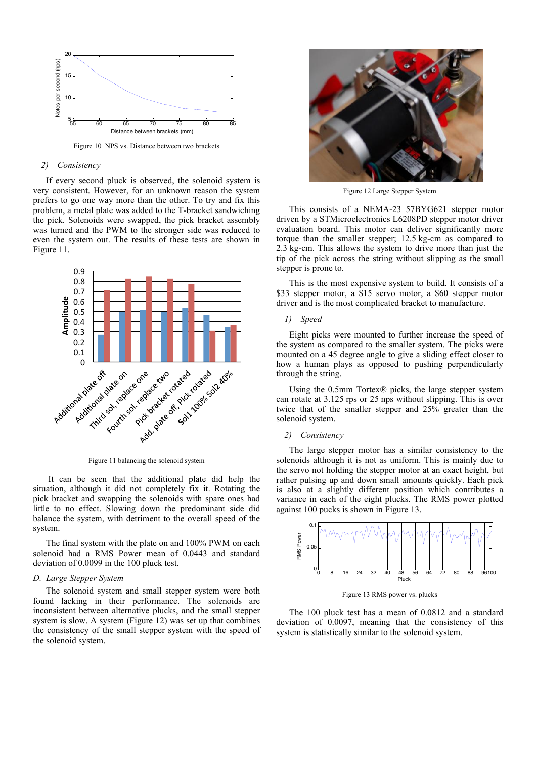Figure 10 NPS vs. Distance between two brackets

### 2) *Consistency*

If every second pluck is observed, the solenoid system is very consistent. However, for an unknown reason the system prefers to go one way more than the other. To try and fix this problem, a metal plate was added to the T-bracket sandwiching the pick. Solenoids were swapped, the pick bracket assembly was turned and the PWM to the stronger side was reduced to even the system out. The results of these tests are shown in Figure 11.

Figure 11 balancing the solenoid system

It can be seen that the additional plate did help the situation, although it did not completely fix it. Rotating the pick bracket and swapping the solenoids with spare ones had little to no effect. Slowing down the predominant side did balance the system, with detriment to the overall speed of the system.

The final system with the plate on and 100% PWM on each solenoid had a RMS Power mean of 0.0443 and standard deviation of 0.0099 in the 100 pluck test.

## D. *Large Stepper System*

The solenoid system and small stepper system were both found lacking in their performance. The solenoids are inconsistent between alternative plucks, and the small stepper system is slow. A system (Figure 12) was set up that combines the consistency of the small stepper system with the speed of the solenoid system.

Figure 12 Large Stepper System

This consists of a NEMA-23 57BYG621 stepper motor driven by a STMicroelectronics L6208PD stepper motor driver evaluation board. This motor can deliver significantly more torque than the smaller stepper; 12.5 kg-cm as compared to 2.3 kg-cm. This allows the system to drive more than just the tip of the pick across the string without slipping as the small stepper is prone to.

This is the most expensive system to build. It consists of a \$33 stepper motor, a \$15 servo motor, a \$60 stepper motor driver and is the most complicated bracket to manufacture.

### 1) *Speed*

Eight picks were mounted to further increase the speed of the system as compared to the smaller system. The picks were mounted on a 45 degree angle to give a sliding effect closer to how a human plays as opposed to pushing perpendicularly through the string.

Using the 0.5mm Tortex® picks, the large stepper system can rotate at 3.125 rps or 25 nps without slipping. This is over twice that of the smaller stepper and 25% greater than the solenoid system.

### 2) *Consistency*

The large stepper motor has a similar consistency to the solenoids although it is not as uniform. This is mainly due to the servo not holding the stepper motor at an exact height, but rather pulsing up and down small amounts quickly. Each pick is also at a slightly different position which contributes a variance in each of the eight plucks. The RMS power plotted against 100 pucks is shown in Figure 13.

Figure 13 RMS power vs. plucks

The 100 pluck test has a mean of 0.0812 and a standard deviation of 0.0097, meaning that the consistency of this system is statistically similar to the solenoid system.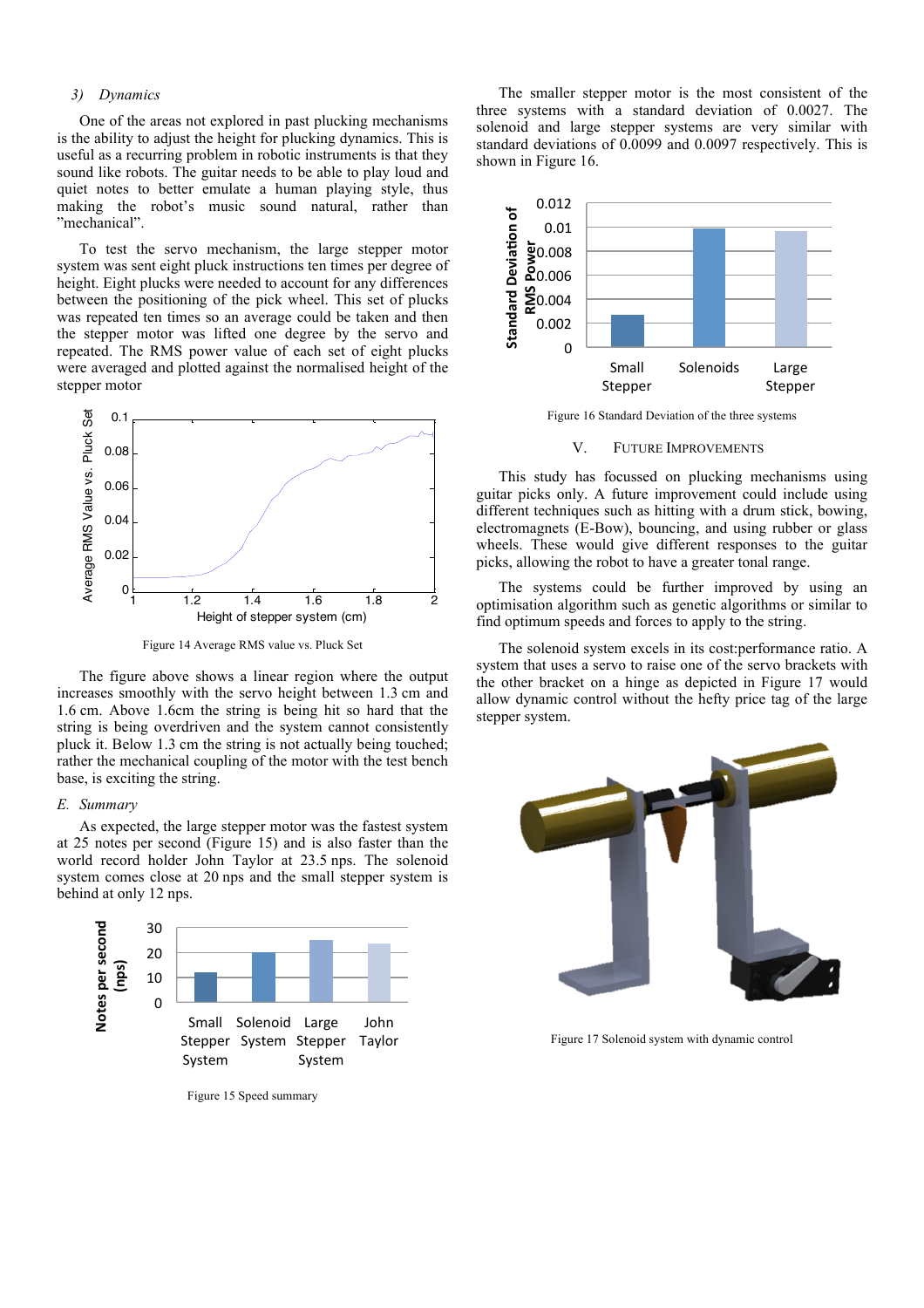*3) Dynamics*

One of the areas not explored in past plucking mechanisms is the ability to adjust the height for plucking dynamics. This is useful as a recurring problem in robotic instruments is that they sound like robots. The guitar needs to be able to play loud and quiet notes to better emulate a human playing style, thus making the robot's music sound natural, rather than "mechanical".

To test the servo mechanism, the large stepper motor system was sent eight pluck instructions ten times per degree of height. Eight plucks were needed to account for any differences between the positioning of the pick wheel. This set of plucks was repeated ten times so an average could be taken and then the stepper motor was lifted one degree by the servo and repeated. The RMS power value of each set of eight plucks were averaged and plotted against the normalised height of the stepper motor

Figure 14 Average RMS value vs. Pluck Set

The figure above shows a linear region where the output increases smoothly with the servo height between 1.3 cm and 1.6 cm. Above 1.6cm the string is being hit so hard that the string is being overdriven and the system cannot consistently pluck it. Below 1.3 cm the string is not actually being touched; rather the mechanical coupling of the motor with the test bench base, is exciting the string.

*E. Summary*

As expected, the large stepper motor was the fastest system at 25 notes per second (Figure 15) and is also faster than the world record holder John Taylor at 23.5 nps. The solenoid system comes close at 20 nps and the small stepper system is behind at only 12 nps.

Figure 15 Speed summary

The smaller stepper motor is the most consistent of the three systems with a standard deviation of 0.0027. The solenoid and large stepper systems are very similar with standard deviations of 0.0099 and 0.0097 respectively. This is shown in Figure 16.

Figure 16 Standard Deviation of the three systems

## V. Future Improvements

This study has focussed on plucking mechanisms using guitar picks only. A future improvement could include using different techniques such as hitting with a drum stick, bowing, electromagnets (E-Bow), bouncing, and using rubber or glass wheels. These would give different responses to the guitar picks, allowing the robot to have a greater tonal range.

The systems could be further improved by using an optimisation algorithm such as genetic algorithms or similar to find optimum speeds and forces to apply to the string.

The solenoid system excels in its cost:performance ratio. A system that uses a servo to raise one of the servo brackets with the other bracket on a hinge as depicted in Figure 17 would allow dynamic control without the hefty price tag of the large stepper system.

Figure 17 Solenoid system with dynamic control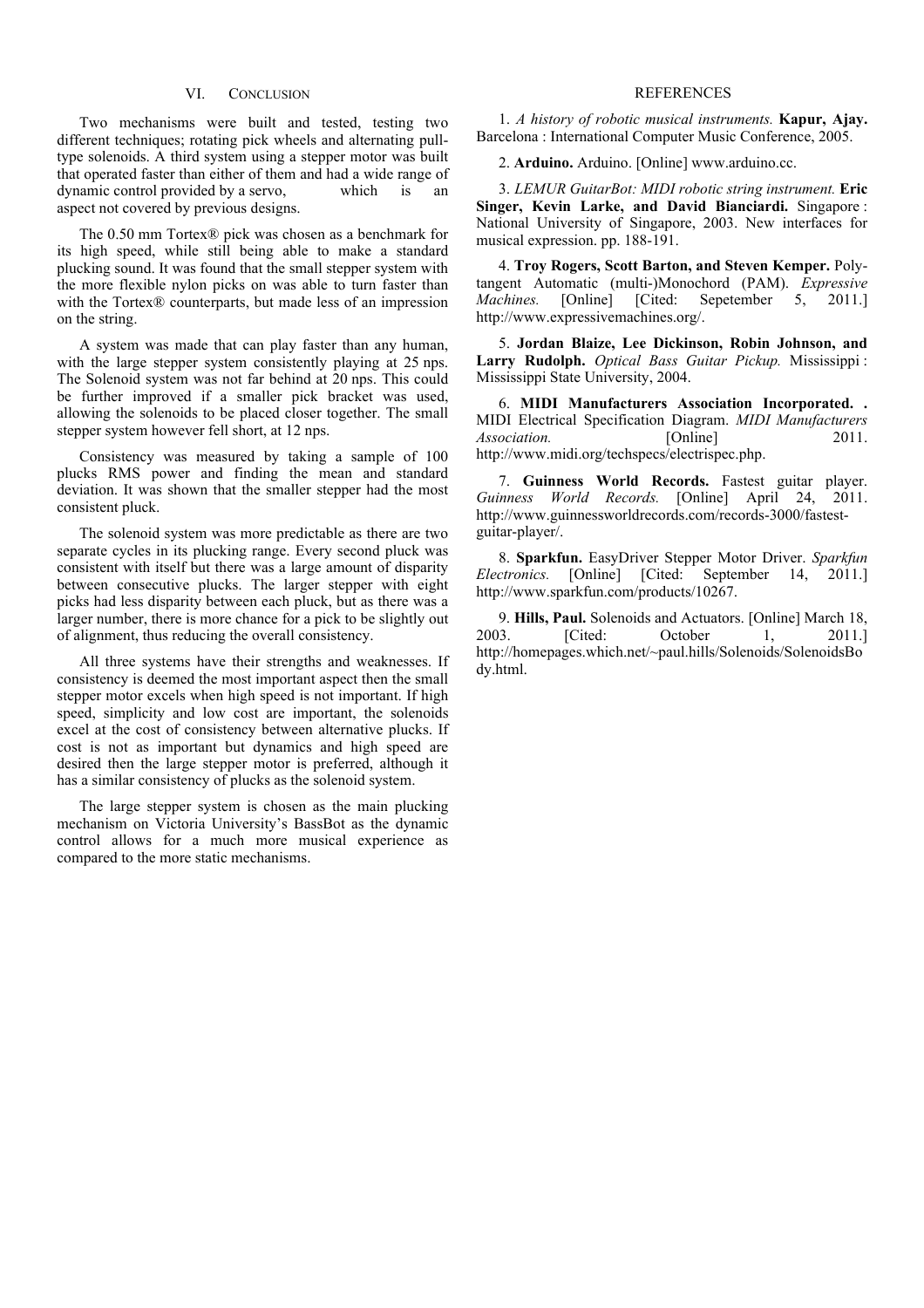## VI. Conclusion

Two mechanisms were built and tested, testing two different techniques; rotating pick wheels and alternating pull-type solenoids. A third system using a stepper motor was built that operated faster than either of them and had a wide range of dynamic control provided by a servo, which is an aspect not covered by previous designs.

The 0.50 mm Tortex® pick was chosen as a benchmark for its high speed, while still being able to make a standard plucking sound. It was found that the small stepper system with the more flexible nylon picks on was able to turn faster than with the Tortex® counterparts, but made less of an impression on the string.

A system was made that can play faster than any human, with the large stepper system consistently playing at 25 nps. The Solenoid system was not far behind at 20 nps. This could be further improved if a smaller pick bracket was used, allowing the solenoids to be placed closer together. The small stepper system however fell short, at 12 nps.

Consistency was measured by taking a sample of 100 plucks RMS power and finding the mean and standard deviation. It was shown that the smaller stepper had the most consistent pluck.

The solenoid system was more predictable as there are two separate cycles in its plucking range. Every second pluck was consistent with itself but there was a large amount of disparity between consecutive plucks. The larger stepper with eight picks had less disparity between each pluck, but as there was a larger number, there is more chance for a pick to be slightly out of alignment, thus reducing the overall consistency.

All three systems have their strengths and weaknesses. If consistency is deemed the most important aspect then the small stepper motor excels when high speed is not important. If high speed, simplicity and low cost are important, the solenoids excel at the cost of consistency between alternative plucks. If cost is not as important but dynamics and high speed are desired then the large stepper motor is preferred, although it has a similar consistency of plucks as the solenoid system.

The large stepper system is chosen as the main plucking mechanism on Victoria University's BassBot as the dynamic control allows for a much more musical experience as compared to the more static mechanisms.

## References

1. *A history of robotic musical instruments.* **Kapur, Ajay.** Barcelona : International Computer Music Conference, 2005.

2. **Arduino.** Arduino. [Online] www.arduino.cc.

3. *LEMUR GuitarBot: MIDI robotic string instrument.* **Eric Singer, Kevin Larke, and David Bianciardi.** Singapore : National University of Singapore, 2003. New interfaces for musical expression. pp. 188-191.

4. **Troy Rogers, Scott Barton, and Steven Kemper.** Poly-tangent Automatic (multi-)Monochord (PAM). *Expressive Machines.* [Online] [Cited: Sepetember 5, 2011.] http://www.expressivemachines.org/.

5. **Jordan Blaize, Lee Dickinson, Robin Johnson, and Larry Rudolph.** *Optical Bass Guitar Pickup.* Mississippi : Mississippi State University, 2004.

6. **MIDI Manufacturers Association Incorporated. .** MIDI Electrical Specification Diagram. *MIDI Manufacturers Association.* [Online] 2011. http://www.midi.org/techspecs/electrispec.php.

7. **Guinness World Records.** Fastest guitar player. *Guinness World Records.* [Online] April 24, 2011. http://www.guinnessworldrecords.com/records-3000/fastest-guitar-player/.

8. **Sparkfun.** EasyDriver Stepper Motor Driver. *Sparkfun Electronics.* [Online] [Cited: September 14, 2011.] http://www.sparkfun.com/products/10267.

9. **Hills, Paul.** Solenoids and Actuators. [Online] March 18, 2003. [Cited: October 1, 2011.] http://homepages.which.net/~paul.hills/Solenoids/SolenoidsBody.html.